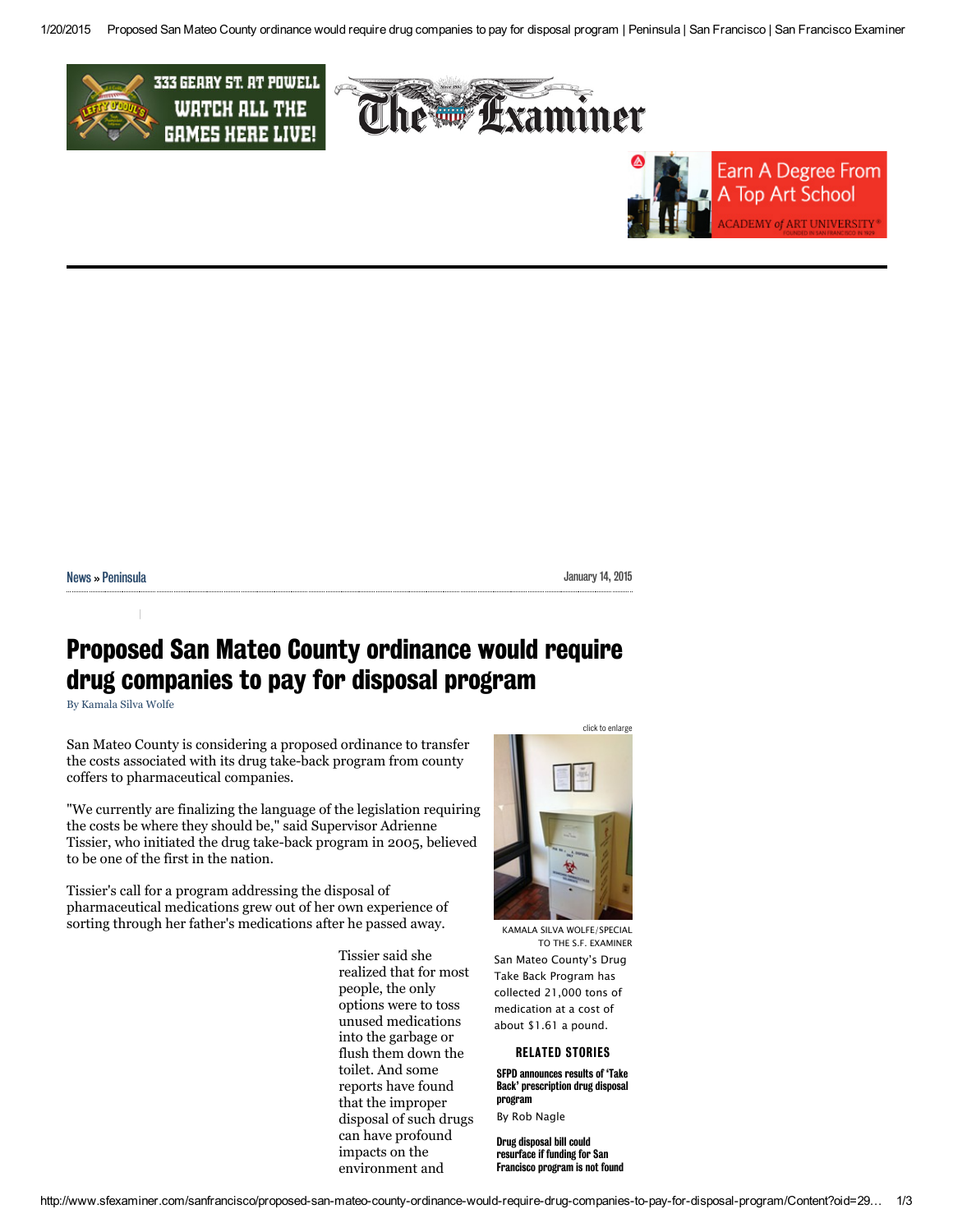News » Peninsula

January 14, 2015

# Proposed San Mateo County ordinance would require drug companies to pay for disposal program

By Kamala Silva Wolfe

San Mateo County is considering a proposed ordinance to transfer the costs associated with its drug take-back program from county coffers to pharmaceutical companies.

"We currently are finalizing the language of the legislation requiring the costs be where they should be," said Supervisor Adrienne Tissier, who initiated the drug take-back program in 2005, believed to be one of the first in the nation.

Tissier's call for a program addressing the disposal of pharmaceutical medications grew out of her own experience of sorting through her father's medications after he passed away.

Tissier said she realized that for most people, the only options were to toss unused medications into the garbage or flush them down the toilet. And some reports have found that the improper disposal of such drugs can have profound impacts on the environment and

KAMALA SILVA WOLFE/SPECIAL TO THE S.F. EXAMINER

San Mateo County's Drug Take Back Program has collected 21,000 tons of medication at a cost of about $1.61 a pound.

**RELATED STORIES**

**SFPD announces results of 'Take Back' prescription drug disposal program**
By Rob Nagle

**Drug disposal bill could resurface if funding for San Francisco program is not found**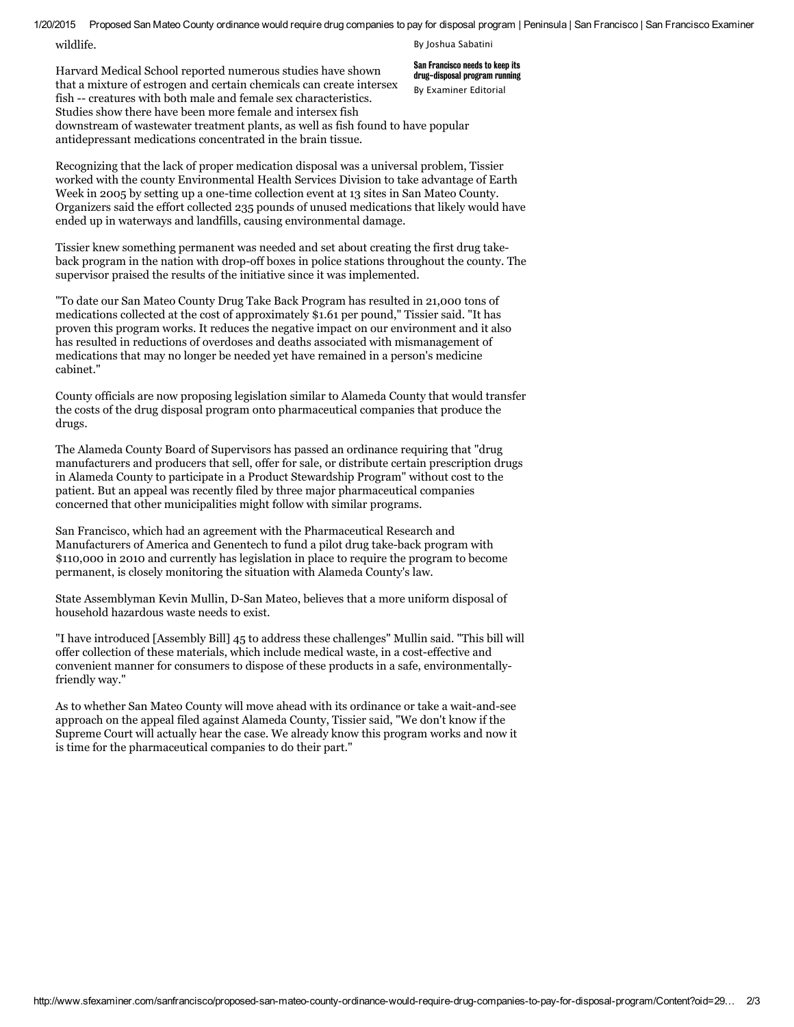wildlife.

Harvard Medical School reported numerous studies have shown that a mixture of estrogen and certain chemicals can create intersex fish -- creatures with both male and female sex characteristics. Studies show there have been more female and intersex fish downstream of wastewater treatment plants, as well as fish found to have popular antidepressant medications concentrated in the brain tissue.

Recognizing that the lack of proper medication disposal was a universal problem, Tissier worked with the county Environmental Health Services Division to take advantage of Earth Week in 2005 by setting up a one-time collection event at 13 sites in San Mateo County. Organizers said the effort collected 235 pounds of unused medications that likely would have ended up in waterways and landfills, causing environmental damage.

Tissier knew something permanent was needed and set about creating the first drug take-back program in the nation with drop-off boxes in police stations throughout the county. The supervisor praised the results of the initiative since it was implemented.

"To date our San Mateo County Drug Take Back Program has resulted in 21,000 tons of medications collected at the cost of approximately $1.61 per pound," Tissier said. "It has proven this program works. It reduces the negative impact on our environment and it also has resulted in reductions of overdoses and deaths associated with mismanagement of medications that may no longer be needed yet have remained in a person's medicine cabinet."

County officials are now proposing legislation similar to Alameda County that would transfer the costs of the drug disposal program onto pharmaceutical companies that produce the drugs.

The Alameda County Board of Supervisors has passed an ordinance requiring that "drug manufacturers and producers that sell, offer for sale, or distribute certain prescription drugs in Alameda County to participate in a Product Stewardship Program" without cost to the patient. But an appeal was recently filed by three major pharmaceutical companies concerned that other municipalities might follow with similar programs.

San Francisco, which had an agreement with the Pharmaceutical Research and Manufacturers of America and Genentech to fund a pilot drug take-back program with $110,000 in 2010 and currently has legislation in place to require the program to become permanent, is closely monitoring the situation with Alameda County's law.

State Assemblyman Kevin Mullin, D-San Mateo, believes that a more uniform disposal of household hazardous waste needs to exist.

"I have introduced [Assembly Bill] 45 to address these challenges" Mullin said. "This bill will offer collection of these materials, which include medical waste, in a cost-effective and convenient manner for consumers to dispose of these products in a safe, environmentally-friendly way."

As to whether San Mateo County will move ahead with its ordinance or take a wait-and-see approach on the appeal filed against Alameda County, Tissier said, "We don't know if the Supreme Court will actually hear the case. We already know this program works and now it is time for the pharmaceutical companies to do their part."

By Joshua Sabatini

**San Francisco needs to keep its drug-disposal program running**
By Examiner Editorial